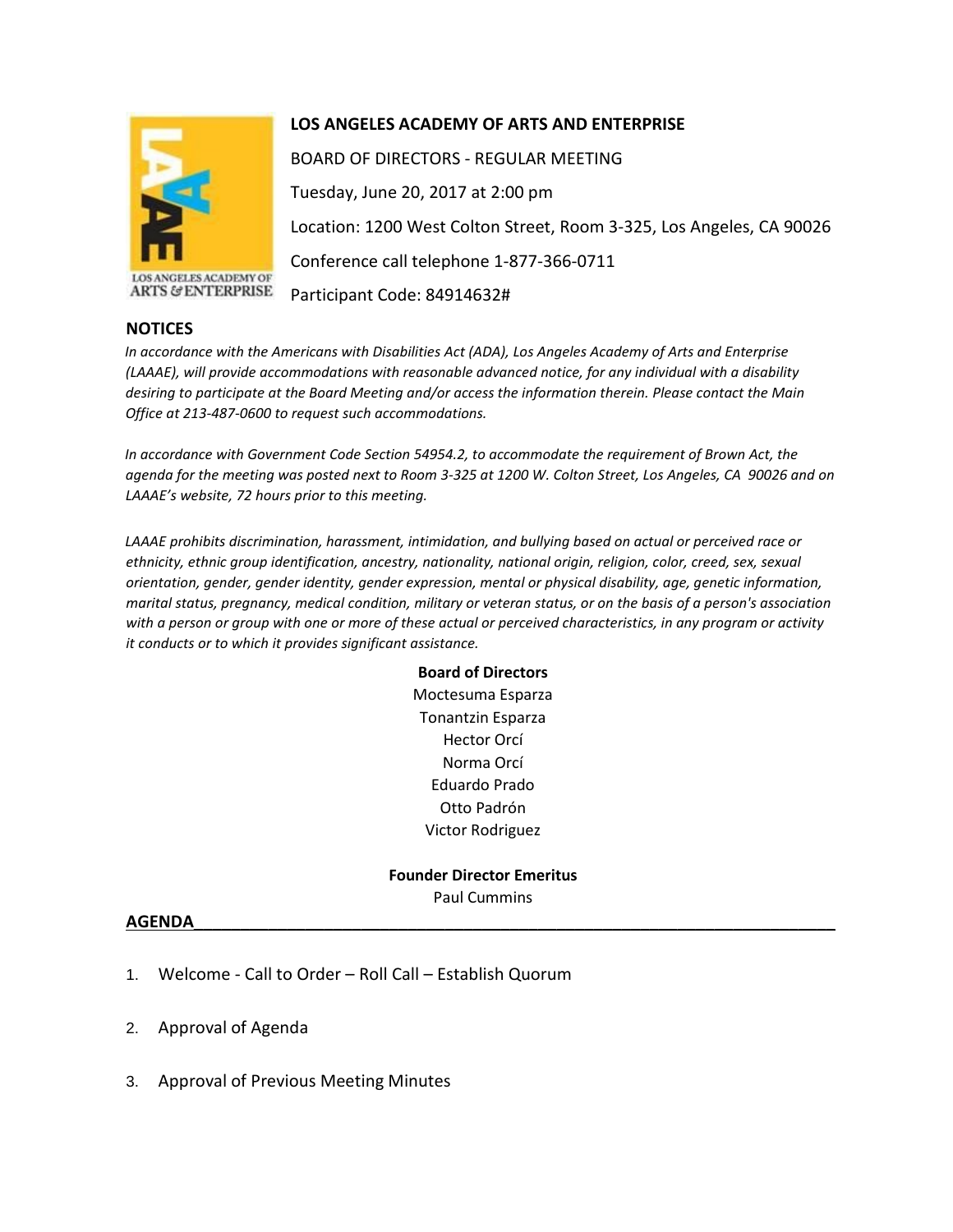# LOS ANGELES ACADEMY OF ARTS AND ENTERPRISE

BOARD OF DIRECTORS - REGULAR MEETING

Tuesday, June 20, 2017 at 2:00 pm

Location: 1200 West Colton Street, Room 3-325, Los Angeles, CA 90026

Conference call telephone 1-877-366-0711

Participant Code: 84914632#

## NOTICES

*In accordance with the Americans with Disabilities Act (ADA), Los Angeles Academy of Arts and Enterprise (LAAAE), will provide accommodations with reasonable advanced notice, for any individual with a disability desiring to participate at the Board Meeting and/or access the information therein. Please contact the Main Office at 213-487-0600 to request such accommodations.*

*In accordance with Government Code Section 54954.2, to accommodate the requirement of Brown Act, the agenda for the meeting was posted next to Room 3-325 at 1200 W. Colton Street, Los Angeles, CA 90026 and on LAAAE's website, 72 hours prior to this meeting.*

*LAAAE prohibits discrimination, harassment, intimidation, and bullying based on actual or perceived race or ethnicity, ethnic group identification, ancestry, nationality, national origin, religion, color, creed, sex, sexual orientation, gender, gender identity, gender expression, mental or physical disability, age, genetic information, marital status, pregnancy, medical condition, military or veteran status, or on the basis of a person's association with a person or group with one or more of these actual or perceived characteristics, in any program or activity it conducts or to which it provides significant assistance.*

**Board of Directors**

Moctesuma Esparza
Tonantzin Esparza
Hector Orcí
Norma Orcí
Eduardo Prado
Otto Padrón
Victor Rodriguez

**Founder Director Emeritus**

Paul Cummins

## AGENDA

1. Welcome - Call to Order – Roll Call – Establish Quorum
2. Approval of Agenda
3. Approval of Previous Meeting Minutes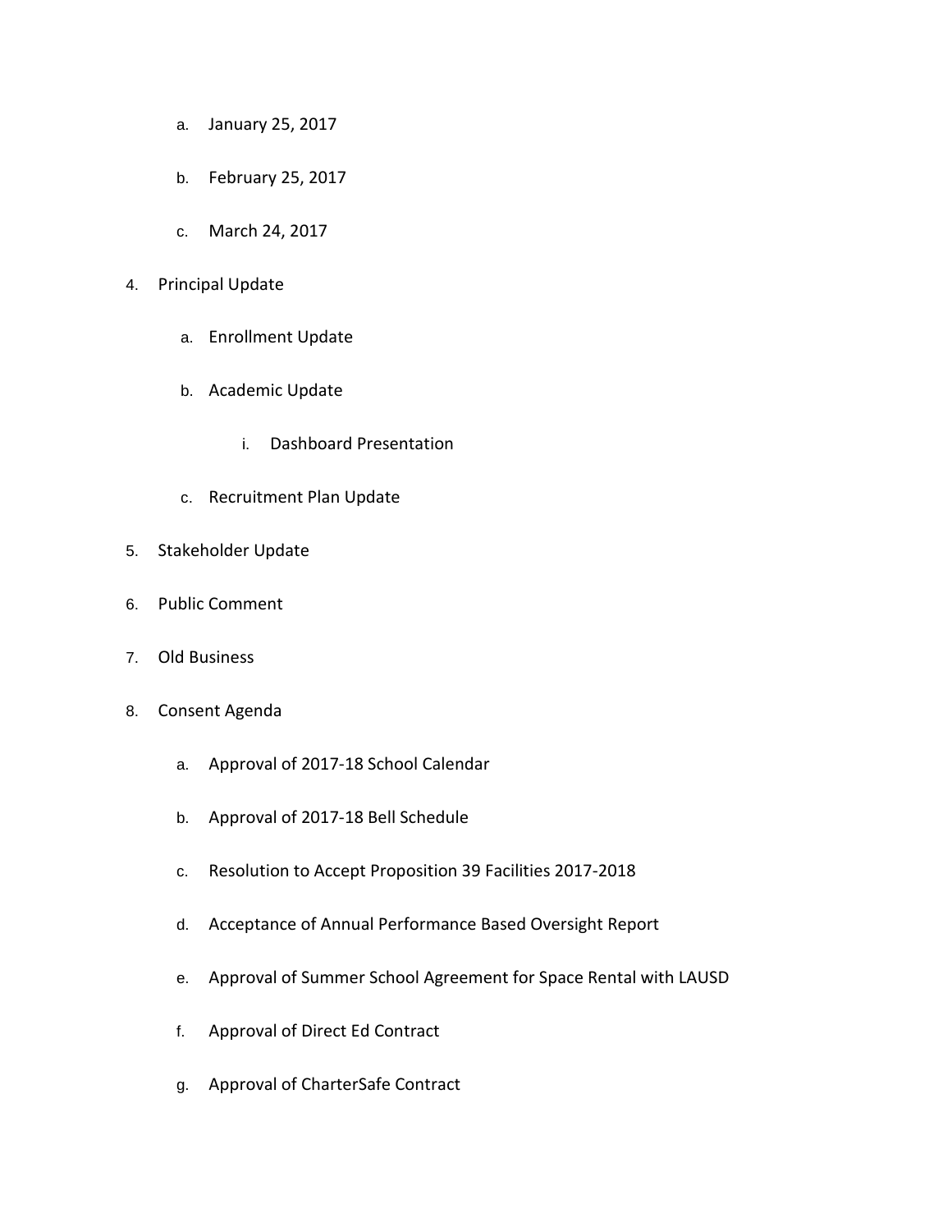a. January 25, 2017

   b. February 25, 2017

   c. March 24, 2017

4. Principal Update

   a. Enrollment Update

   b. Academic Update

      i. Dashboard Presentation

   c. Recruitment Plan Update

5. Stakeholder Update

6. Public Comment

7. Old Business

8. Consent Agenda

   a. Approval of 2017-18 School Calendar

   b. Approval of 2017-18 Bell Schedule

   c. Resolution to Accept Proposition 39 Facilities 2017-2018

   d. Acceptance of Annual Performance Based Oversight Report

   e. Approval of Summer School Agreement for Space Rental with LAUSD

   f. Approval of Direct Ed Contract

   g. Approval of CharterSafe Contract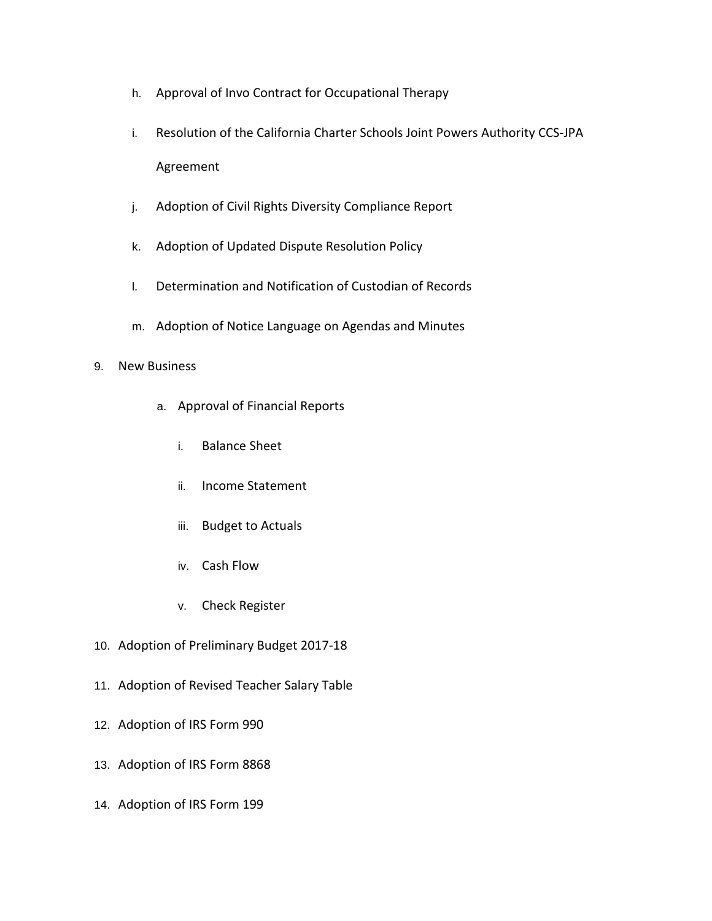h. Approval of Invo Contract for Occupational Therapy

i. Resolution of the California Charter Schools Joint Powers Authority CCS-JPA Agreement

j. Adoption of Civil Rights Diversity Compliance Report

k. Adoption of Updated Dispute Resolution Policy

l. Determination and Notification of Custodian of Records

m. Adoption of Notice Language on Agendas and Minutes

9. New Business

    a. Approval of Financial Reports

        i. Balance Sheet

        ii. Income Statement

        iii. Budget to Actuals

        iv. Cash Flow

        v. Check Register

10. Adoption of Preliminary Budget 2017-18

11. Adoption of Revised Teacher Salary Table

12. Adoption of IRS Form 990

13. Adoption of IRS Form 8868

14. Adoption of IRS Form 199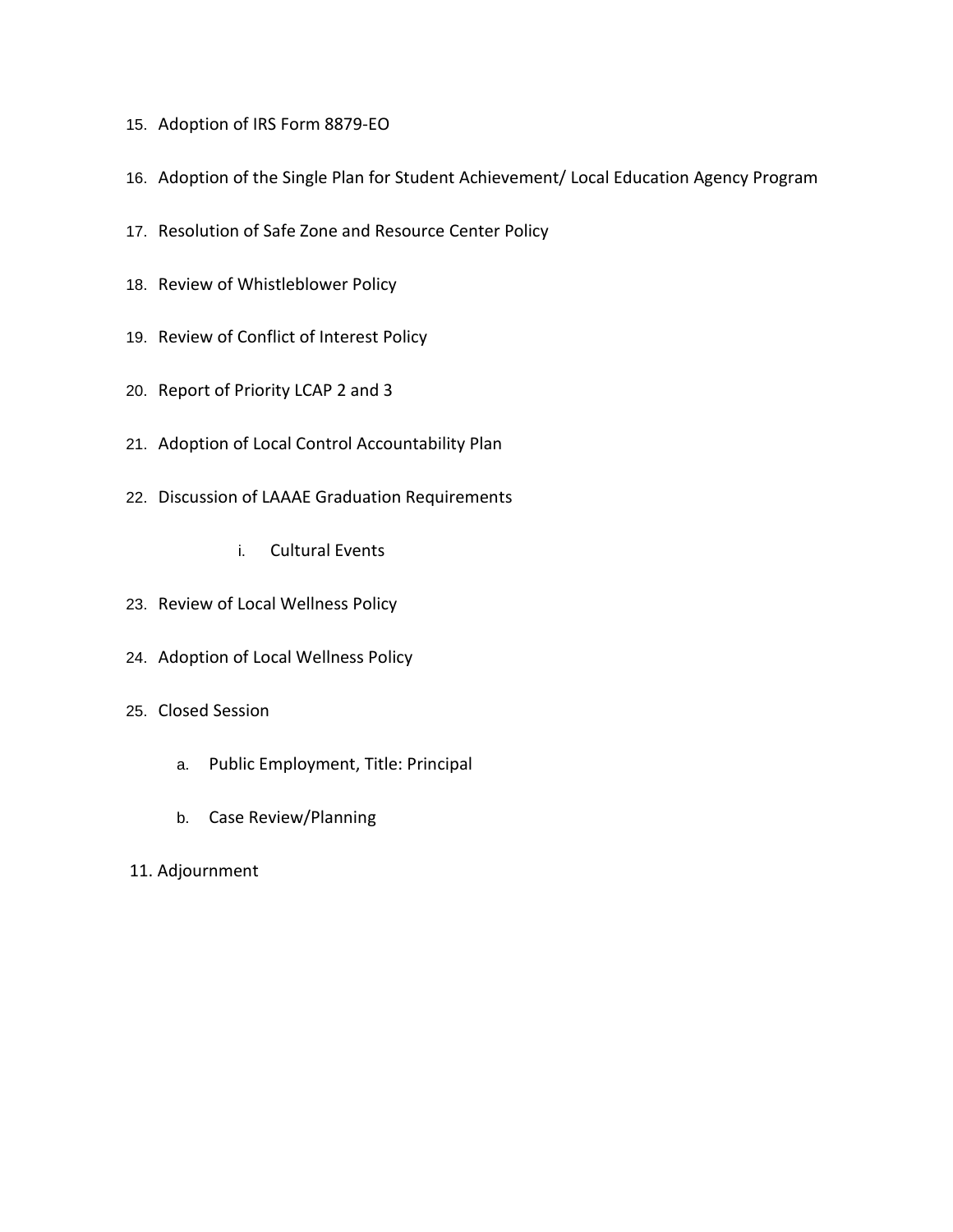15. Adoption of IRS Form 8879-EO

16. Adoption of the Single Plan for Student Achievement/ Local Education Agency Program

17. Resolution of Safe Zone and Resource Center Policy

18. Review of Whistleblower Policy

19. Review of Conflict of Interest Policy

20. Report of Priority LCAP 2 and 3

21. Adoption of Local Control Accountability Plan

22. Discussion of LAAAE Graduation Requirements

    i. Cultural Events

23. Review of Local Wellness Policy

24. Adoption of Local Wellness Policy

25. Closed Session

    a. Public Employment, Title: Principal

    b. Case Review/Planning

11. Adjournment